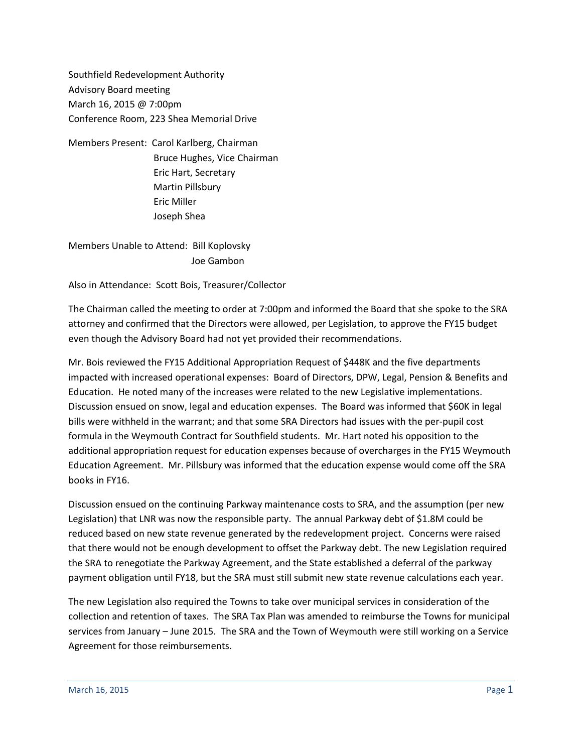Southfield Redevelopment Authority
Advisory Board meeting
March 16, 2015 @ 7:00pm
Conference Room, 223 Shea Memorial Drive

Members Present: Carol Karlberg, Chairman
Bruce Hughes, Vice Chairman
Eric Hart, Secretary
Martin Pillsbury
Eric Miller
Joseph Shea

Members Unable to Attend: Bill Koplovsky
Joe Gambon

Also in Attendance: Scott Bois, Treasurer/Collector

The Chairman called the meeting to order at 7:00pm and informed the Board that she spoke to the SRA attorney and confirmed that the Directors were allowed, per Legislation, to approve the FY15 budget even though the Advisory Board had not yet provided their recommendations.

Mr. Bois reviewed the FY15 Additional Appropriation Request of $448K and the five departments impacted with increased operational expenses: Board of Directors, DPW, Legal, Pension & Benefits and Education. He noted many of the increases were related to the new Legislative implementations. Discussion ensued on snow, legal and education expenses. The Board was informed that $60K in legal bills were withheld in the warrant; and that some SRA Directors had issues with the per-pupil cost formula in the Weymouth Contract for Southfield students. Mr. Hart noted his opposition to the additional appropriation request for education expenses because of overcharges in the FY15 Weymouth Education Agreement. Mr. Pillsbury was informed that the education expense would come off the SRA books in FY16.

Discussion ensued on the continuing Parkway maintenance costs to SRA, and the assumption (per new Legislation) that LNR was now the responsible party. The annual Parkway debt of $1.8M could be reduced based on new state revenue generated by the redevelopment project. Concerns were raised that there would not be enough development to offset the Parkway debt. The new Legislation required the SRA to renegotiate the Parkway Agreement, and the State established a deferral of the parkway payment obligation until FY18, but the SRA must still submit new state revenue calculations each year.

The new Legislation also required the Towns to take over municipal services in consideration of the collection and retention of taxes. The SRA Tax Plan was amended to reimburse the Towns for municipal services from January – June 2015. The SRA and the Town of Weymouth were still working on a Service Agreement for those reimbursements.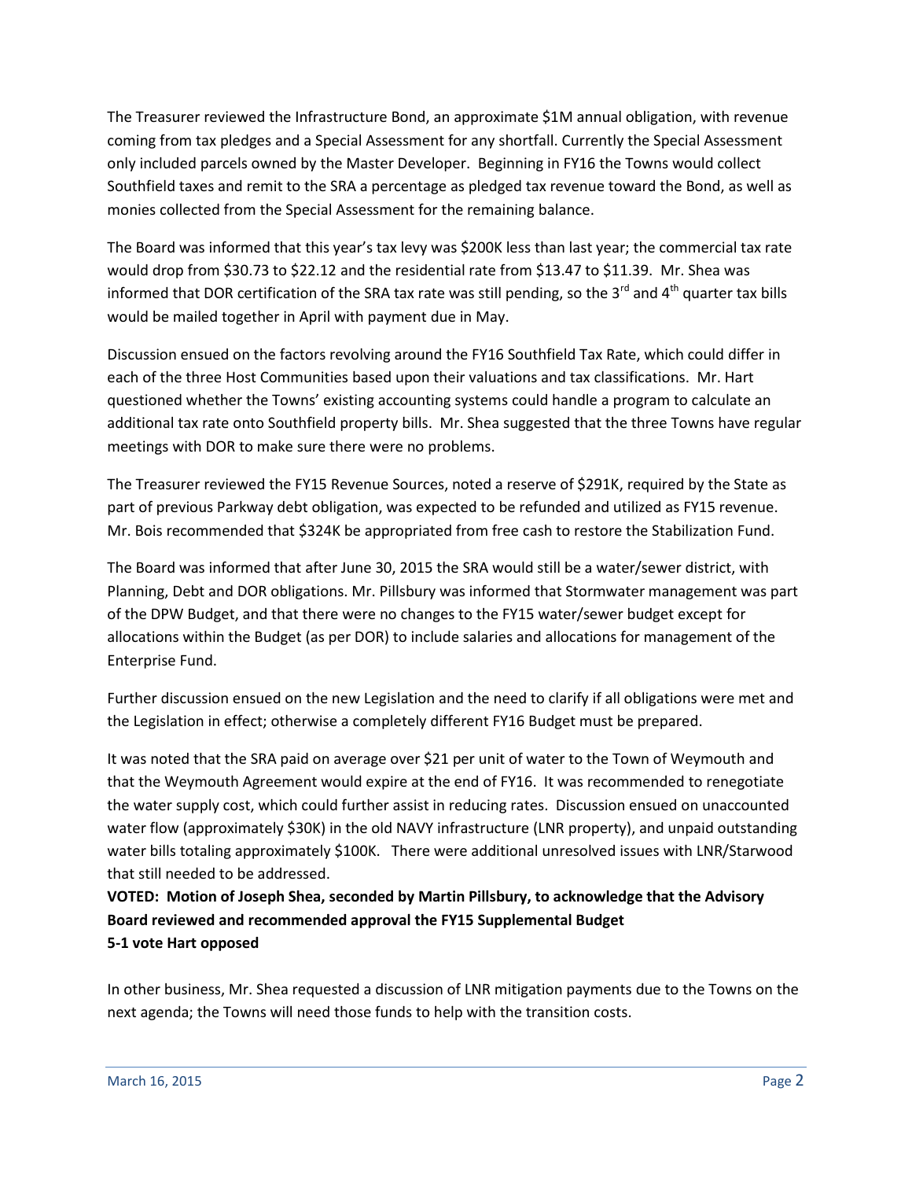The Treasurer reviewed the Infrastructure Bond, an approximate $1M annual obligation, with revenue coming from tax pledges and a Special Assessment for any shortfall. Currently the Special Assessment only included parcels owned by the Master Developer. Beginning in FY16 the Towns would collect Southfield taxes and remit to the SRA a percentage as pledged tax revenue toward the Bond, as well as monies collected from the Special Assessment for the remaining balance.

The Board was informed that this year's tax levy was $200K less than last year; the commercial tax rate would drop from $30.73 to $22.12 and the residential rate from $13.47 to $11.39. Mr. Shea was informed that DOR certification of the SRA tax rate was still pending, so the 3rd and 4th quarter tax bills would be mailed together in April with payment due in May.

Discussion ensued on the factors revolving around the FY16 Southfield Tax Rate, which could differ in each of the three Host Communities based upon their valuations and tax classifications. Mr. Hart questioned whether the Towns' existing accounting systems could handle a program to calculate an additional tax rate onto Southfield property bills. Mr. Shea suggested that the three Towns have regular meetings with DOR to make sure there were no problems.

The Treasurer reviewed the FY15 Revenue Sources, noted a reserve of $291K, required by the State as part of previous Parkway debt obligation, was expected to be refunded and utilized as FY15 revenue. Mr. Bois recommended that $324K be appropriated from free cash to restore the Stabilization Fund.

The Board was informed that after June 30, 2015 the SRA would still be a water/sewer district, with Planning, Debt and DOR obligations. Mr. Pillsbury was informed that Stormwater management was part of the DPW Budget, and that there were no changes to the FY15 water/sewer budget except for allocations within the Budget (as per DOR) to include salaries and allocations for management of the Enterprise Fund.

Further discussion ensued on the new Legislation and the need to clarify if all obligations were met and the Legislation in effect; otherwise a completely different FY16 Budget must be prepared.

It was noted that the SRA paid on average over $21 per unit of water to the Town of Weymouth and that the Weymouth Agreement would expire at the end of FY16. It was recommended to renegotiate the water supply cost, which could further assist in reducing rates. Discussion ensued on unaccounted water flow (approximately $30K) in the old NAVY infrastructure (LNR property), and unpaid outstanding water bills totaling approximately $100K. There were additional unresolved issues with LNR/Starwood that still needed to be addressed.

**VOTED: Motion of Joseph Shea, seconded by Martin Pillsbury, to acknowledge that the Advisory Board reviewed and recommended approval the FY15 Supplemental Budget**
**5-1 vote Hart opposed**

In other business, Mr. Shea requested a discussion of LNR mitigation payments due to the Towns on the next agenda; the Towns will need those funds to help with the transition costs.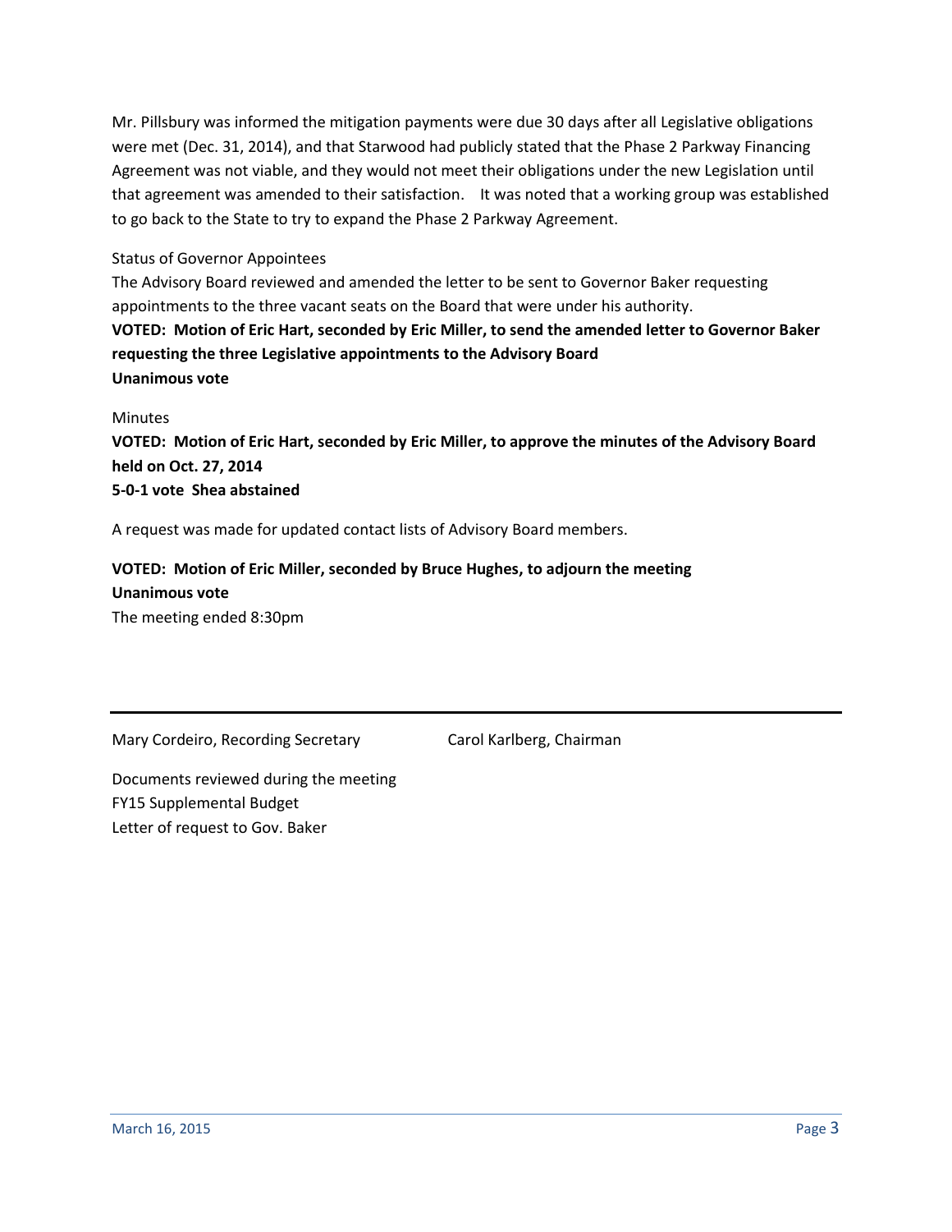Mr. Pillsbury was informed the mitigation payments were due 30 days after all Legislative obligations were met (Dec. 31, 2014), and that Starwood had publicly stated that the Phase 2 Parkway Financing Agreement was not viable, and they would not meet their obligations under the new Legislation until that agreement was amended to their satisfaction. It was noted that a working group was established to go back to the State to try to expand the Phase 2 Parkway Agreement.

Status of Governor Appointees

The Advisory Board reviewed and amended the letter to be sent to Governor Baker requesting appointments to the three vacant seats on the Board that were under his authority.

**VOTED: Motion of Eric Hart, seconded by Eric Miller, to send the amended letter to Governor Baker requesting the three Legislative appointments to the Advisory Board**
**Unanimous vote**

Minutes

**VOTED: Motion of Eric Hart, seconded by Eric Miller, to approve the minutes of the Advisory Board held on Oct. 27, 2014**
**5-0-1 vote Shea abstained**

A request was made for updated contact lists of Advisory Board members.

**VOTED: Motion of Eric Miller, seconded by Bruce Hughes, to adjourn the meeting**
**Unanimous vote**
The meeting ended 8:30pm

---

Mary Cordeiro, Recording Secretary    Carol Karlberg, Chairman

Documents reviewed during the meeting
FY15 Supplemental Budget
Letter of request to Gov. Baker